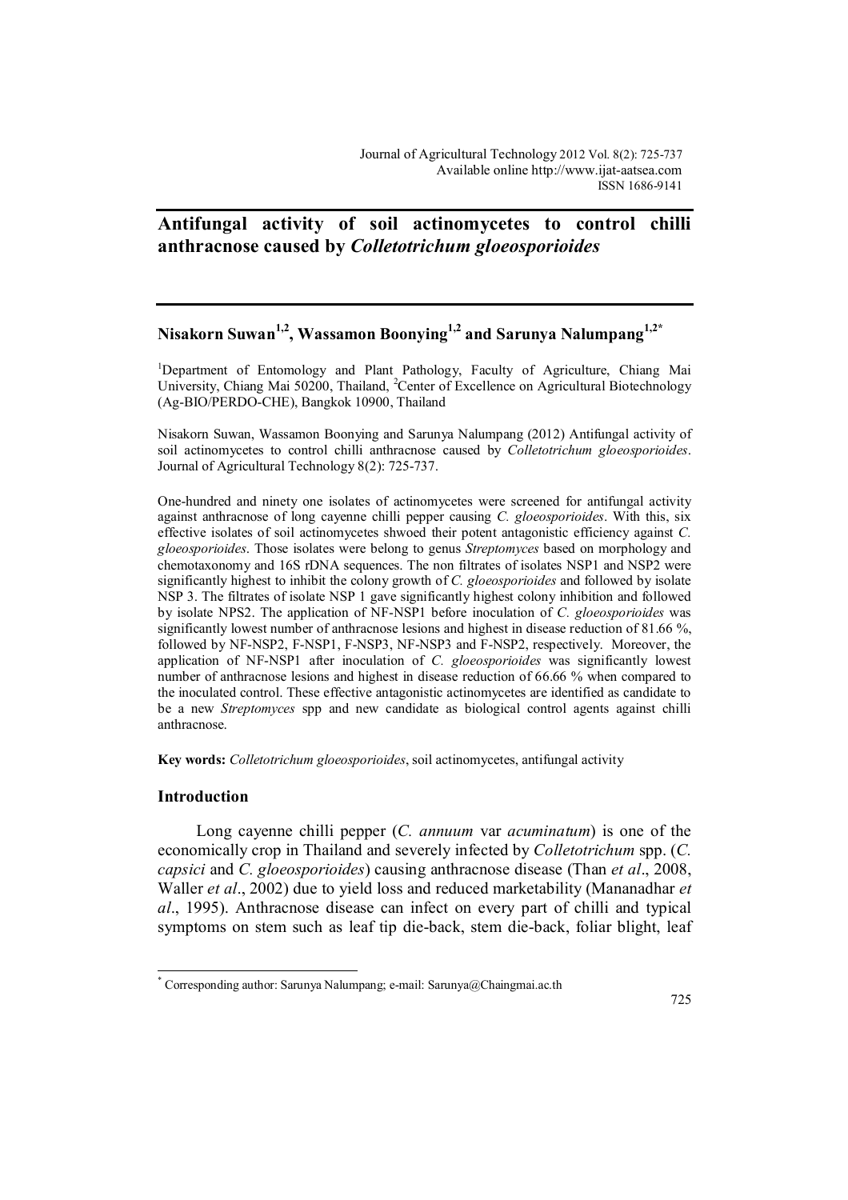# Antifungal activity of soil actinomycetes to control chilli anthracnose caused by *Colletotrichum gloeosporioides*

**Nisakorn Suwan[1,2], Wassamon Boonying[1,2] and Sarunya Nalumpang[1,2*]**

[1]Department of Entomology and Plant Pathology, Faculty of Agriculture, Chiang Mai University, Chiang Mai 50200, Thailand, [2]Center of Excellence on Agricultural Biotechnology (Ag-BIO/PERDO-CHE), Bangkok 10900, Thailand

Nisakorn Suwan, Wassamon Boonying and Sarunya Nalumpang (2012) Antifungal activity of soil actinomycetes to control chilli anthracnose caused by *Colletotrichum gloeosporioides*. Journal of Agricultural Technology 8(2): 725-737.

One-hundred and ninety one isolates of actinomycetes were screened for antifungal activity against anthracnose of long cayenne chilli pepper causing *C. gloeosporioides*. With this, six effective isolates of soil actinomycetes shwoed their potent antagonistic efficiency against *C. gloeosporioides*. Those isolates were belong to genus *Streptomyces* based on morphology and chemotaxonomy and 16S rDNA sequences. The non filtrates of isolates NSP1 and NSP2 were significantly highest to inhibit the colony growth of *C. gloeosporioides* and followed by isolate NSP 3. The filtrates of isolate NSP 1 gave significantly highest colony inhibition and followed by isolate NPS2. The application of NF-NSP1 before inoculation of *C. gloeosporioides* was significantly lowest number of anthracnose lesions and highest in disease reduction of 81.66 %, followed by NF-NSP2, F-NSP1, F-NSP3, NF-NSP3 and F-NSP2, respectively. Moreover, the application of NF-NSP1 after inoculation of *C. gloeosporioides* was significantly lowest number of anthracnose lesions and highest in disease reduction of 66.66 % when compared to the inoculated control. These effective antagonistic actinomycetes are identified as candidate to be a new *Streptomyces* spp and new candidate as biological control agents against chilli anthracnose.

**Key words:** *Colletotrichum gloeosporioides*, soil actinomycetes, antifungal activity

## Introduction

Long cayenne chilli pepper (*C. annuum* var *acuminatum*) is one of the economically crop in Thailand and severely infected by *Colletotrichum* spp. (*C. capsici* and *C. gloeosporioides*) causing anthracnose disease (Than *et al*., 2008, Waller *et al*., 2002) due to yield loss and reduced marketability (Mananadhar *et al*., 1995). Anthracnose disease can infect on every part of chilli and typical symptoms on stem such as leaf tip die-back, stem die-back, foliar blight, leaf

---

[*] Corresponding author: Sarunya Nalumpang; e-mail: Sarunya@Chaingmai.ac.th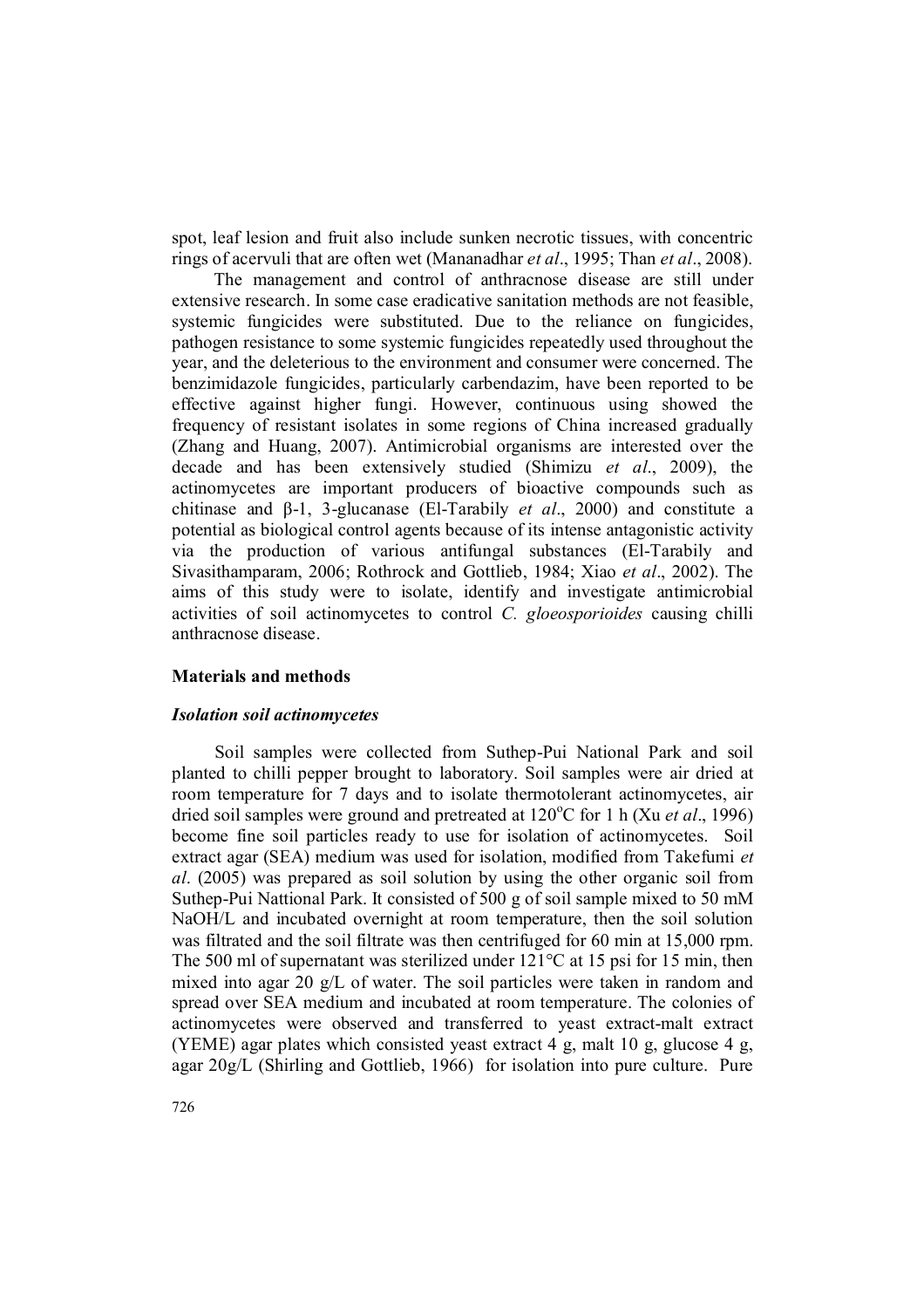spot, leaf lesion and fruit also include sunken necrotic tissues, with concentric rings of acervuli that are often wet (Mananadhar *et al*., 1995; Than *et al*., 2008).

The management and control of anthracnose disease are still under extensive research. In some case eradicative sanitation methods are not feasible, systemic fungicides were substituted. Due to the reliance on fungicides, pathogen resistance to some systemic fungicides repeatedly used throughout the year, and the deleterious to the environment and consumer were concerned. The benzimidazole fungicides, particularly carbendazim, have been reported to be effective against higher fungi. However, continuous using showed the frequency of resistant isolates in some regions of China increased gradually (Zhang and Huang, 2007). Antimicrobial organisms are interested over the decade and has been extensively studied (Shimizu *et al*., 2009), the actinomycetes are important producers of bioactive compounds such as chitinase and β-1, 3-glucanase (El-Tarabily *et al*., 2000) and constitute a potential as biological control agents because of its intense antagonistic activity via the production of various antifungal substances (El-Tarabily and Sivasithamparam, 2006; Rothrock and Gottlieb, 1984; Xiao *et al*., 2002). The aims of this study were to isolate, identify and investigate antimicrobial activities of soil actinomycetes to control *C. gloeosporioides* causing chilli anthracnose disease.

## Materials and methods

### *Isolation soil actinomycetes*

Soil samples were collected from Suthep-Pui National Park and soil planted to chilli pepper brought to laboratory. Soil samples were air dried at room temperature for 7 days and to isolate thermotolerant actinomycetes, air dried soil samples were ground and pretreated at 120°C for 1 h (Xu *et al*., 1996) become fine soil particles ready to use for isolation of actinomycetes. Soil extract agar (SEA) medium was used for isolation, modified from Takefumi *et al*. (2005) was prepared as soil solution by using the other organic soil from Suthep-Pui Nattional Park. It consisted of 500 g of soil sample mixed to 50 mM NaOH/L and incubated overnight at room temperature, then the soil solution was filtrated and the soil filtrate was then centrifuged for 60 min at 15,000 rpm. The 500 ml of supernatant was sterilized under 121°C at 15 psi for 15 min, then mixed into agar 20 g/L of water. The soil particles were taken in random and spread over SEA medium and incubated at room temperature. The colonies of actinomycetes were observed and transferred to yeast extract-malt extract (YEME) agar plates which consisted yeast extract 4 g, malt 10 g, glucose 4 g, agar 20g/L (Shirling and Gottlieb, 1966) for isolation into pure culture. Pure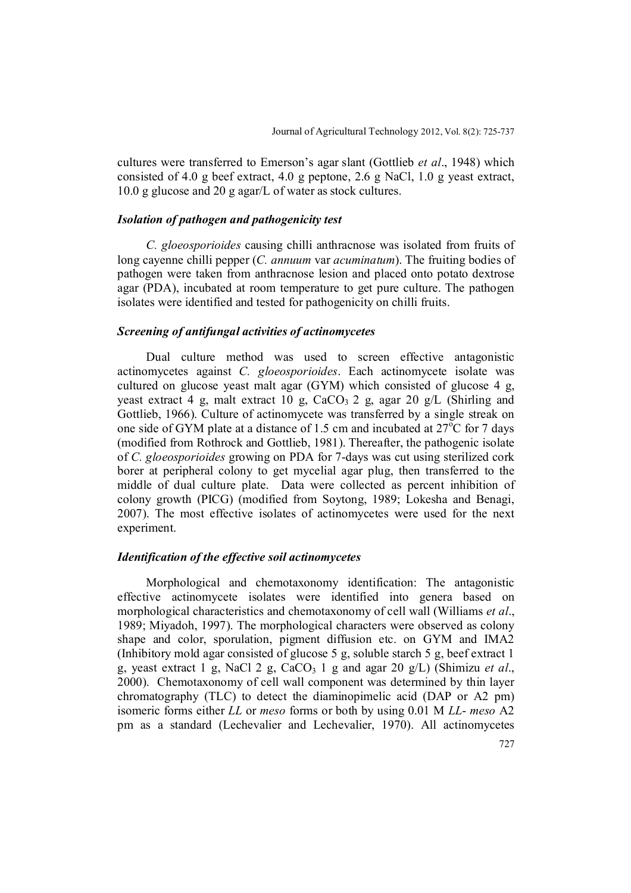cultures were transferred to Emerson's agar slant (Gottlieb *et al*., 1948) which consisted of 4.0 g beef extract, 4.0 g peptone, 2.6 g NaCl, 1.0 g yeast extract, 10.0 g glucose and 20 g agar/L of water as stock cultures.

### *Isolation of pathogen and pathogenicity test*

*C. gloeosporioides* causing chilli anthracnose was isolated from fruits of long cayenne chilli pepper (*C. annuum* var *acuminatum*). The fruiting bodies of pathogen were taken from anthracnose lesion and placed onto potato dextrose agar (PDA), incubated at room temperature to get pure culture. The pathogen isolates were identified and tested for pathogenicity on chilli fruits.

### *Screening of antifungal activities of actinomycetes*

Dual culture method was used to screen effective antagonistic actinomycetes against *C. gloeosporioides*. Each actinomycete isolate was cultured on glucose yeast malt agar (GYM) which consisted of glucose 4 g, yeast extract 4 g, malt extract 10 g, $CaCO_3$ 2 g, agar 20 g/L (Shirling and Gottlieb, 1966). Culture of actinomycete was transferred by a single streak on one side of GYM plate at a distance of 1.5 cm and incubated at 27°C for 7 days (modified from Rothrock and Gottlieb, 1981). Thereafter, the pathogenic isolate of *C. gloeosporioides* growing on PDA for 7-days was cut using sterilized cork borer at peripheral colony to get mycelial agar plug, then transferred to the middle of dual culture plate. Data were collected as percent inhibition of colony growth (PICG) (modified from Soytong, 1989; Lokesha and Benagi, 2007). The most effective isolates of actinomycetes were used for the next experiment.

### *Identification of the effective soil actinomycetes*

Morphological and chemotaxonomy identification: The antagonistic effective actinomycete isolates were identified into genera based on morphological characteristics and chemotaxonomy of cell wall (Williams *et al*., 1989; Miyadoh, 1997). The morphological characters were observed as colony shape and color, sporulation, pigment diffusion etc. on GYM and IMA2 (Inhibitory mold agar consisted of glucose 5 g, soluble starch 5 g, beef extract 1 g, yeast extract 1 g, NaCl 2 g, $CaCO_3$ 1 g and agar 20 g/L) (Shimizu *et al*., 2000). Chemotaxonomy of cell wall component was determined by thin layer chromatography (TLC) to detect the diaminopimelic acid (DAP or A2 pm) isomeric forms either *LL* or *meso* forms or both by using 0.01 M *LL*- *meso* A2 pm as a standard (Lechevalier and Lechevalier, 1970). All actinomycetes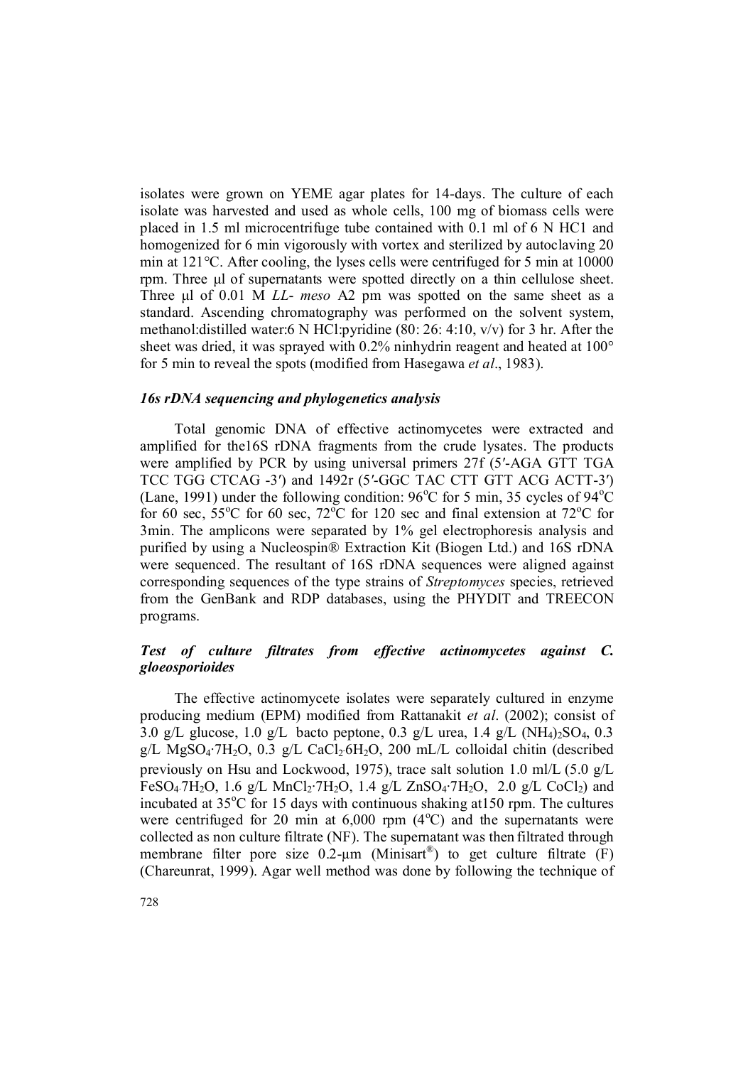isolates were grown on YEME agar plates for 14-days. The culture of each isolate was harvested and used as whole cells, 100 mg of biomass cells were placed in 1.5 ml microcentrifuge tube contained with 0.1 ml of 6 N HC1 and homogenized for 6 min vigorously with vortex and sterilized by autoclaving 20 min at 121°C. After cooling, the lyses cells were centrifuged for 5 min at 10000 rpm. Three µl of supernatants were spotted directly on a thin cellulose sheet. Three µl of 0.01 M *LL*- *meso* A2 pm was spotted on the same sheet as a standard. Ascending chromatography was performed on the solvent system, methanol:distilled water:6 N HCl:pyridine (80: 26: 4:10, v/v) for 3 hr. After the sheet was dried, it was sprayed with 0.2% ninhydrin reagent and heated at 100° for 5 min to reveal the spots (modified from Hasegawa *et al*., 1983).

### *16s rDNA sequencing and phylogenetics analysis*

Total genomic DNA of effective actinomycetes were extracted and amplified for the16S rDNA fragments from the crude lysates. The products were amplified by PCR by using universal primers 27f (5′-AGA GTT TGA TCC TGG CTCAG -3′) and 1492r (5′-GGC TAC CTT GTT ACG ACTT-3′) (Lane, 1991) under the following condition: 96°C for 5 min, 35 cycles of 94°C for 60 sec, 55°C for 60 sec, 72°C for 120 sec and final extension at 72°C for 3min. The amplicons were separated by 1% gel electrophoresis analysis and purified by using a Nucleospin® Extraction Kit (Biogen Ltd.) and 16S rDNA were sequenced. The resultant of 16S rDNA sequences were aligned against corresponding sequences of the type strains of *Streptomyces* species, retrieved from the GenBank and RDP databases, using the PHYDIT and TREECON programs.

### *Test of culture filtrates from effective actinomycetes against C. gloeosporioides*

The effective actinomycete isolates were separately cultured in enzyme producing medium (EPM) modified from Rattanakit *et al*. (2002); consist of 3.0 g/L glucose, 1.0 g/L bacto peptone, 0.3 g/L urea, 1.4 g/L $(NH_4)_2SO_4$, 0.3 g/L $MgSO_4 \cdot 7H_2O$, 0.3 g/L $CaCl_2 \cdot 6H_2O$, 200 mL/L colloidal chitin (described previously on Hsu and Lockwood, 1975), trace salt solution 1.0 ml/L (5.0 g/L $FeSO_4 \cdot 7H_2O$, 1.6 g/L $MnCl_2 \cdot 7H_2O$, 1.4 g/L $ZnSO_4 \cdot 7H_2O$, 2.0 g/L $CoCl_2$) and incubated at 35°C for 15 days with continuous shaking at150 rpm. The cultures were centrifuged for 20 min at 6,000 rpm (4°C) and the supernatants were collected as non culture filtrate (NF). The supernatant was then filtrated through membrane filter pore size 0.2-µm (Minisart®) to get culture filtrate (F) (Chareunrat, 1999). Agar well method was done by following the technique of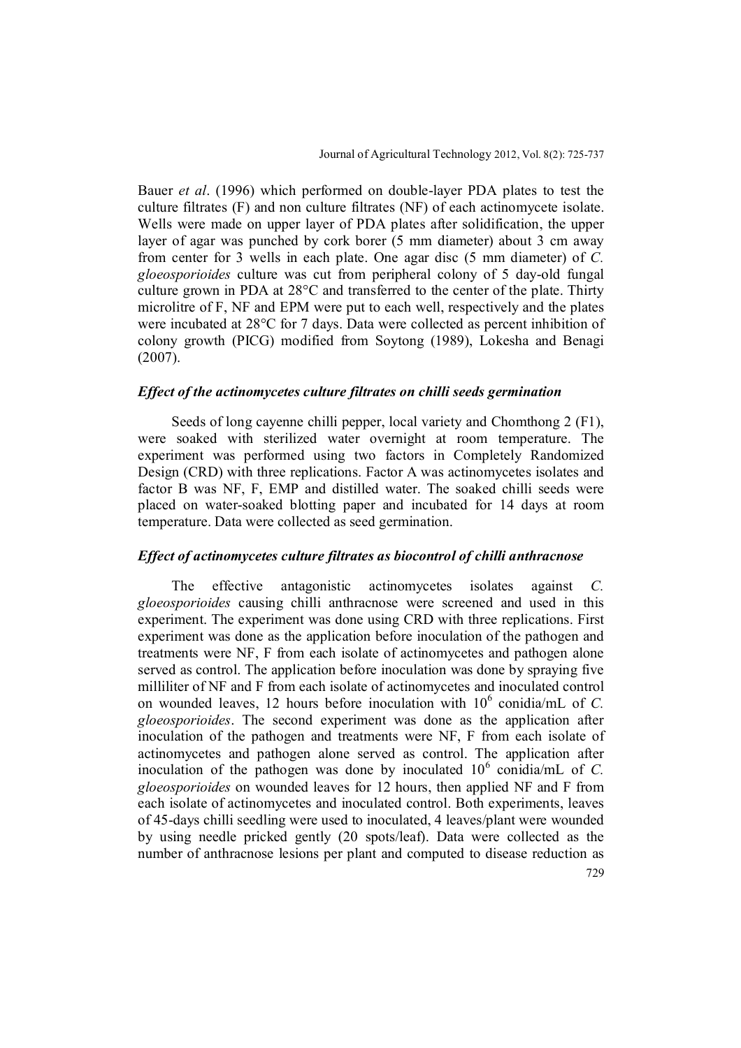Bauer *et al*. (1996) which performed on double-layer PDA plates to test the culture filtrates (F) and non culture filtrates (NF) of each actinomycete isolate. Wells were made on upper layer of PDA plates after solidification, the upper layer of agar was punched by cork borer (5 mm diameter) about 3 cm away from center for 3 wells in each plate. One agar disc (5 mm diameter) of *C. gloeosporioides* culture was cut from peripheral colony of 5 day-old fungal culture grown in PDA at 28°C and transferred to the center of the plate. Thirty microlitre of F, NF and EPM were put to each well, respectively and the plates were incubated at 28°C for 7 days. Data were collected as percent inhibition of colony growth (PICG) modified from Soytong (1989), Lokesha and Benagi (2007).

### *Effect of the actinomycetes culture filtrates on chilli seeds germination*

Seeds of long cayenne chilli pepper, local variety and Chomthong 2 (F1), were soaked with sterilized water overnight at room temperature. The experiment was performed using two factors in Completely Randomized Design (CRD) with three replications. Factor A was actinomycetes isolates and factor B was NF, F, EMP and distilled water. The soaked chilli seeds were placed on water-soaked blotting paper and incubated for 14 days at room temperature. Data were collected as seed germination.

### *Effect of actinomycetes culture filtrates as biocontrol of chilli anthracnose*

The effective antagonistic actinomycetes isolates against *C. gloeosporioides* causing chilli anthracnose were screened and used in this experiment. The experiment was done using CRD with three replications. First experiment was done as the application before inoculation of the pathogen and treatments were NF, F from each isolate of actinomycetes and pathogen alone served as control. The application before inoculation was done by spraying five milliliter of NF and F from each isolate of actinomycetes and inoculated control on wounded leaves, 12 hours before inoculation with $10^6$ conidia/mL of *C. gloeosporioides*. The second experiment was done as the application after inoculation of the pathogen and treatments were NF, F from each isolate of actinomycetes and pathogen alone served as control. The application after inoculation of the pathogen was done by inoculated $10^6$ conidia/mL of *C. gloeosporioides* on wounded leaves for 12 hours, then applied NF and F from each isolate of actinomycetes and inoculated control. Both experiments, leaves of 45-days chilli seedling were used to inoculated, 4 leaves/plant were wounded by using needle pricked gently (20 spots/leaf). Data were collected as the number of anthracnose lesions per plant and computed to disease reduction as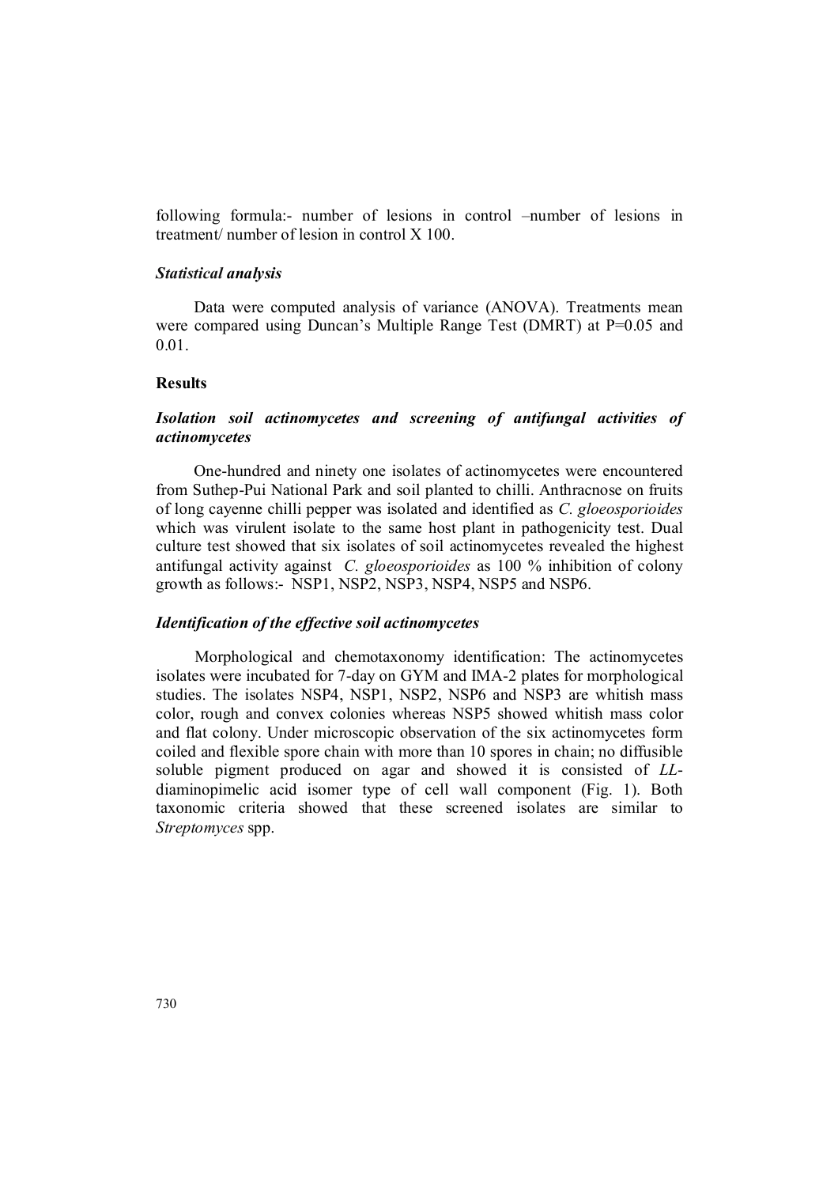following formula:- number of lesions in control –number of lesions in treatment/ number of lesion in control X 100.

### *Statistical analysis*

Data were computed analysis of variance (ANOVA). Treatments mean were compared using Duncan's Multiple Range Test (DMRT) at P=0.05 and 0.01.

## Results

### *Isolation soil actinomycetes and screening of antifungal activities of actinomycetes*

One-hundred and ninety one isolates of actinomycetes were encountered from Suthep-Pui National Park and soil planted to chilli. Anthracnose on fruits of long cayenne chilli pepper was isolated and identified as *C. gloeosporioides* which was virulent isolate to the same host plant in pathogenicity test. Dual culture test showed that six isolates of soil actinomycetes revealed the highest antifungal activity against *C. gloeosporioides* as 100 % inhibition of colony growth as follows:- NSP1, NSP2, NSP3, NSP4, NSP5 and NSP6.

### *Identification of the effective soil actinomycetes*

Morphological and chemotaxonomy identification: The actinomycetes isolates were incubated for 7-day on GYM and IMA-2 plates for morphological studies. The isolates NSP4, NSP1, NSP2, NSP6 and NSP3 are whitish mass color, rough and convex colonies whereas NSP5 showed whitish mass color and flat colony. Under microscopic observation of the six actinomycetes form coiled and flexible spore chain with more than 10 spores in chain; no diffusible soluble pigment produced on agar and showed it is consisted of *LL*-diaminopimelic acid isomer type of cell wall component (Fig. 1). Both taxonomic criteria showed that these screened isolates are similar to *Streptomyces* spp.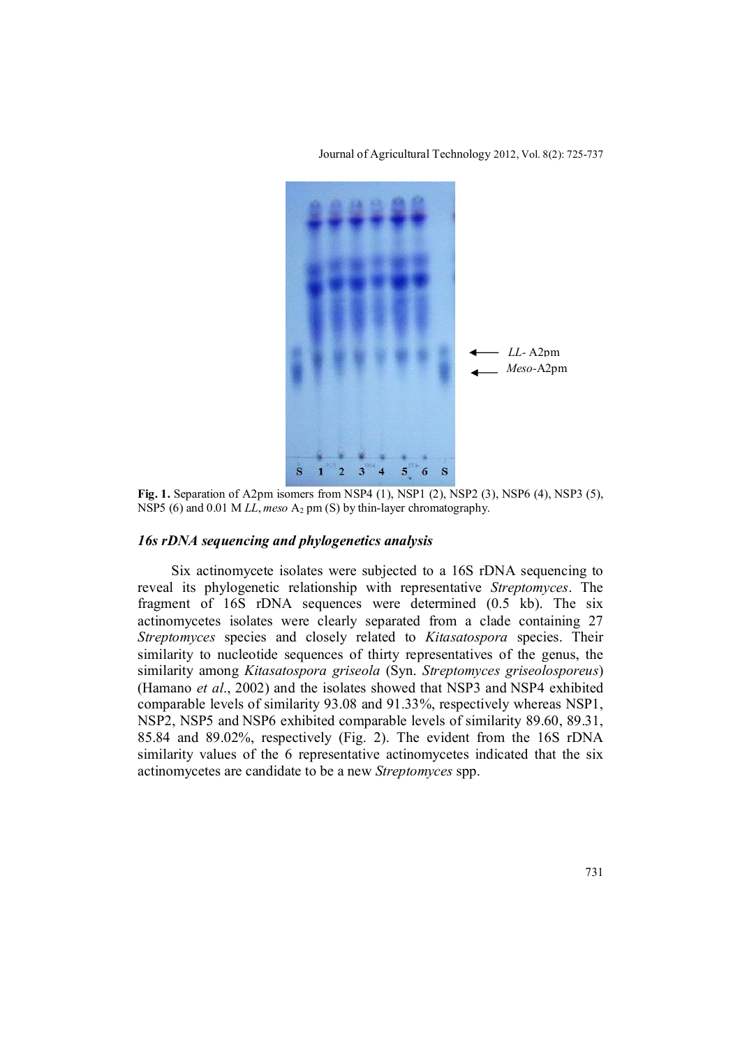Fig. 1. Separation of A2pm isomers from NSP4 (1), NSP1 (2), NSP2 (3), NSP6 (4), NSP3 (5), NSP5 (6) and 0.01 M *LL*, *meso* $A_2$ pm (S) by thin-layer chromatography.

### *16s rDNA sequencing and phylogenetics analysis*

Six actinomycete isolates were subjected to a 16S rDNA sequencing to reveal its phylogenetic relationship with representative *Streptomyces*. The fragment of 16S rDNA sequences were determined (0.5 kb). The six actinomycetes isolates were clearly separated from a clade containing 27 *Streptomyces* species and closely related to *Kitasatospora* species. Their similarity to nucleotide sequences of thirty representatives of the genus, the similarity among *Kitasatospora griseola* (Syn. *Streptomyces griseolosporeus*) (Hamano *et al*., 2002) and the isolates showed that NSP3 and NSP4 exhibited comparable levels of similarity 93.08 and 91.33%, respectively whereas NSP1, NSP2, NSP5 and NSP6 exhibited comparable levels of similarity 89.60, 89.31, 85.84 and 89.02%, respectively (Fig. 2). The evident from the 16S rDNA similarity values of the 6 representative actinomycetes indicated that the six actinomycetes are candidate to be a new *Streptomyces* spp.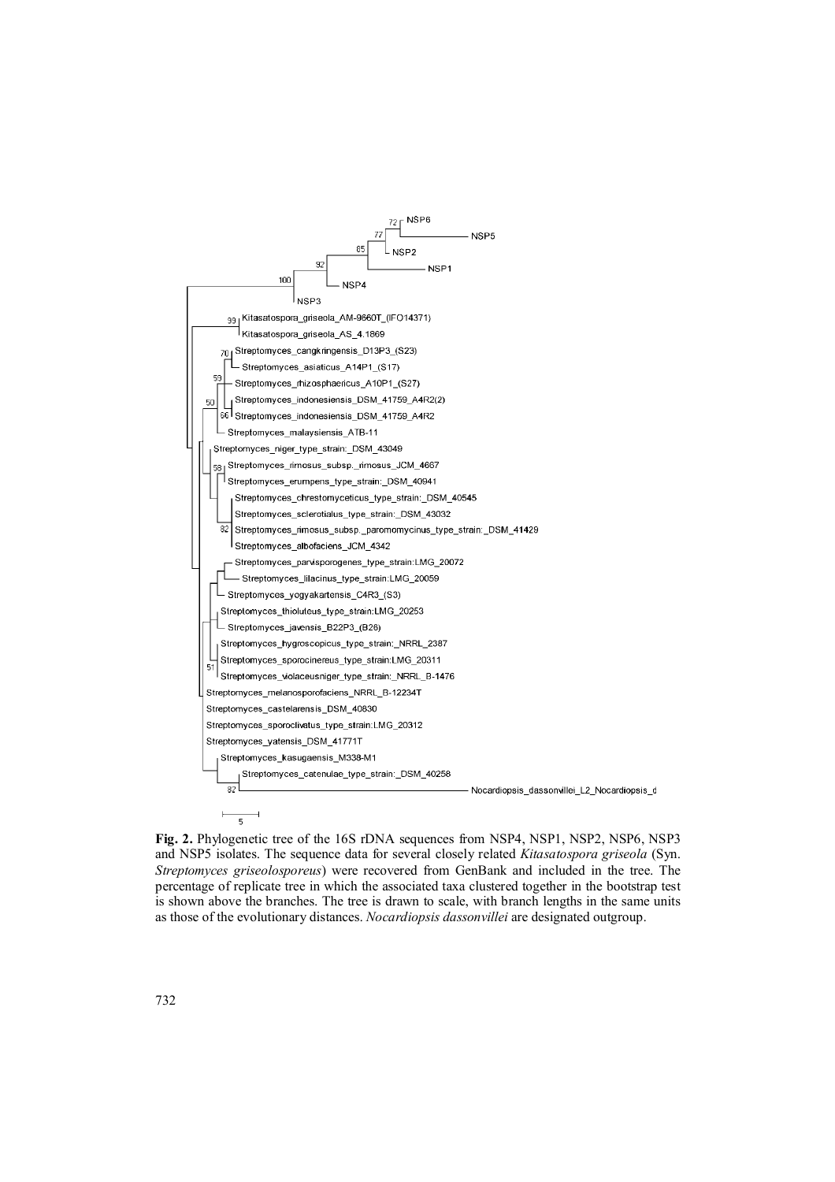**Fig. 2.** Phylogenetic tree of the 16S rDNA sequences from NSP4, NSP1, NSP2, NSP6, NSP3 and NSP5 isolates. The sequence data for several closely related *Kitasatospora griseola* (Syn. *Streptomyces griseolosporeus*) were recovered from GenBank and included in the tree. The percentage of replicate tree in which the associated taxa clustered together in the bootstrap test is shown above the branches. The tree is drawn to scale, with branch lengths in the same units as those of the evolutionary distances. *Nocardiopsis dassonvillei* are designated outgroup.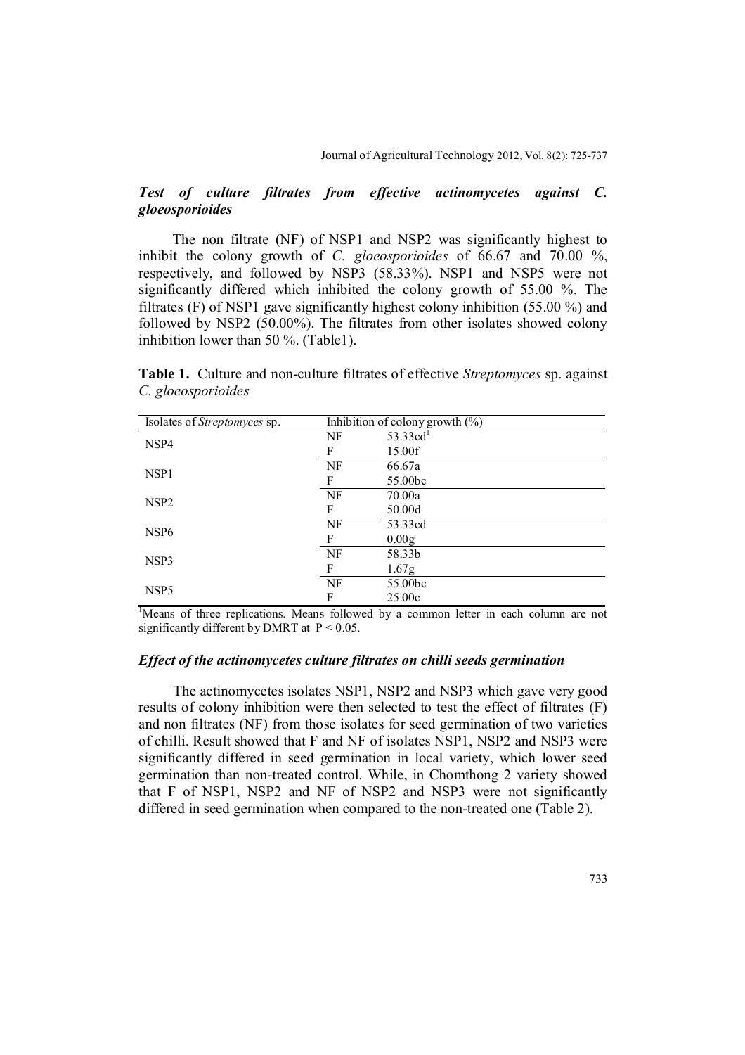### *Test of culture filtrates from effective actinomycetes against C. gloeosporioides*

The non filtrate (NF) of NSP1 and NSP2 was significantly highest to inhibit the colony growth of *C. gloeosporioides* of 66.67 and 70.00 %, respectively, and followed by NSP3 (58.33%). NSP1 and NSP5 were not significantly differed which inhibited the colony growth of 55.00 %. The filtrates (F) of NSP1 gave significantly highest colony inhibition (55.00 %) and followed by NSP2 (50.00%). The filtrates from other isolates showed colony inhibition lower than 50 %. (Table1).

**Table 1.** Culture and non-culture filtrates of effective *Streptomyces* sp. against *C. gloeosporioides*

| Isolates of *Streptomyces* sp. | Inhibition of colony growth (%) | |
|---|---|---|
| NSP4 | NF | 53.33cd[1] |
| | F | 15.00f |
| NSP1 | NF | 66.67a |
| | F | 55.00bc |
| NSP2 | NF | 70.00a |
| | F | 50.00d |
| NSP6 | NF | 53.33cd |
| | F | 0.00g |
| NSP3 | NF | 58.33b |
| | F | 1.67g |
| NSP5 | NF | 55.00bc |
| | F | 25.00c |

[1]Means of three replications. Means followed by a common letter in each column are not significantly different by DMRT at $P < 0.05$.

### *Effect of the actinomycetes culture filtrates on chilli seeds germination*

The actinomycetes isolates NSP1, NSP2 and NSP3 which gave very good results of colony inhibition were then selected to test the effect of filtrates (F) and non filtrates (NF) from those isolates for seed germination of two varieties of chilli. Result showed that F and NF of isolates NSP1, NSP2 and NSP3 were significantly differed in seed germination in local variety, which lower seed germination than non-treated control. While, in Chomthong 2 variety showed that F of NSP1, NSP2 and NF of NSP2 and NSP3 were not significantly differed in seed germination when compared to the non-treated one (Table 2).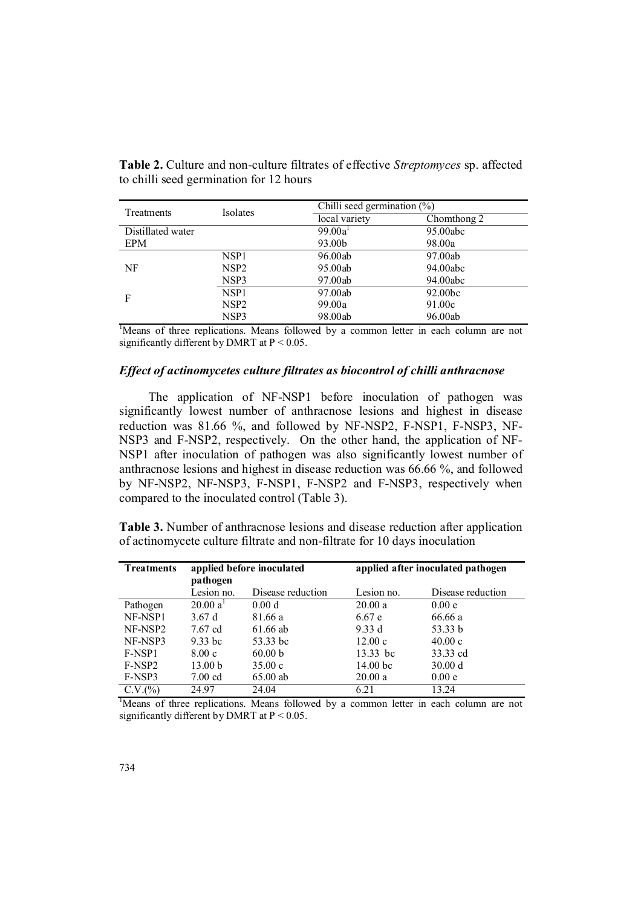**Table 2.** Culture and non-culture filtrates of effective *Streptomyces* sp. affected to chilli seed germination for 12 hours

| Treatments | Isolates | Chilli seed germination (%) | |
|---|---|---|---|
| | | local variety | Chomthong 2 |
| Distillated water | | 99.00a[1] | 95.00abc |
| EPM | | 93.00b | 98.00a |
| NF | NSP1 | 96.00ab | 97.00ab |
| | NSP2 | 95.00ab | 94.00abc |
| | NSP3 | 97.00ab | 94.00abc |
| F | NSP1 | 97.00ab | 92.00bc |
| | NSP2 | 99.00a | 91.00c |
| | NSP3 | 98.00ab | 96.00ab |

[1]Means of three replications. Means followed by a common letter in each column are not significantly different by DMRT at $P < 0.05$.

### *Effect of actinomycetes culture filtrates as biocontrol of chilli anthracnose*

The application of NF-NSP1 before inoculation of pathogen was significantly lowest number of anthracnose lesions and highest in disease reduction was 81.66 %, and followed by NF-NSP2, F-NSP1, F-NSP3, NF-NSP3 and F-NSP2, respectively. On the other hand, the application of NF-NSP1 after inoculation of pathogen was also significantly lowest number of anthracnose lesions and highest in disease reduction was 66.66 %, and followed by NF-NSP2, NF-NSP3, F-NSP1, F-NSP2 and F-NSP3, respectively when compared to the inoculated control (Table 3).

**Table 3.** Number of anthracnose lesions and disease reduction after application of actinomycete culture filtrate and non-filtrate for 10 days inoculation

| **Treatments** | **applied before inoculated pathogen** | | **applied after inoculated pathogen** | |
|---|---|---|---|---|
| | Lesion no. | Disease reduction | Lesion no. | Disease reduction |
| Pathogen | 20.00 a[1] | 0.00 d | 20.00 a | 0.00 e |
| NF-NSP1 | 3.67 d | 81.66 a | 6.67 e | 66.66 a |
| NF-NSP2 | 7.67 cd | 61.66 ab | 9.33 d | 53.33 b |
| NF-NSP3 | 9.33 bc | 53.33 bc | 12.00 c | 40.00 c |
| F-NSP1 | 8.00 c | 60.00 b | 13.33 bc | 33.33 cd |
| F-NSP2 | 13.00 b | 35.00 c | 14.00 bc | 30.00 d |
| F-NSP3 | 7.00 cd | 65.00 ab | 20.00 a | 0.00 e |
| C.V.(%) | 24.97 | 24.04 | 6.21 | 13.24 |

[1]Means of three replications. Means followed by a common letter in each column are not significantly different by DMRT at $P < 0.05$.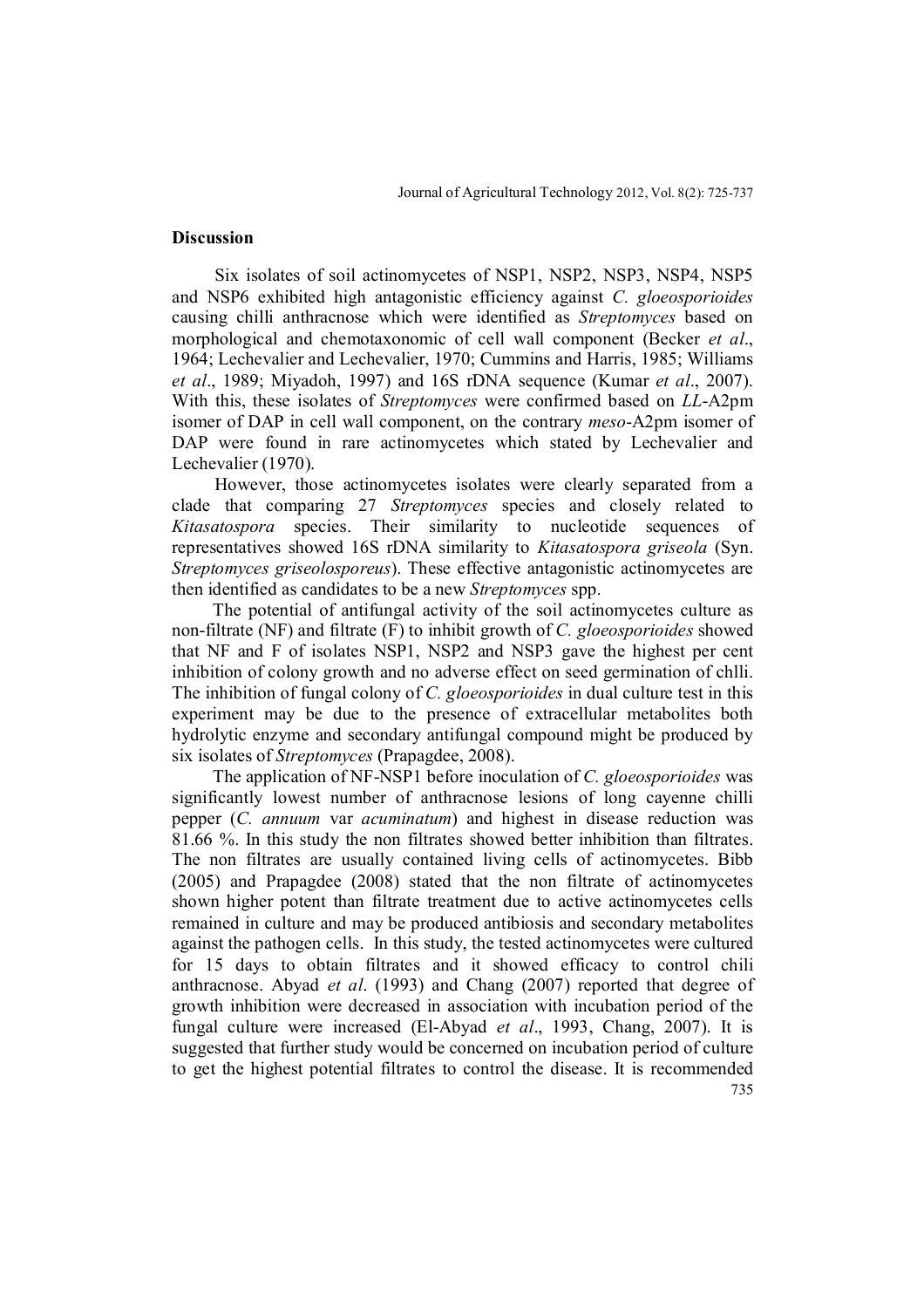## Discussion

Six isolates of soil actinomycetes of NSP1, NSP2, NSP3, NSP4, NSP5 and NSP6 exhibited high antagonistic efficiency against *C. gloeosporioides* causing chilli anthracnose which were identified as *Streptomyces* based on morphological and chemotaxonomic of cell wall component (Becker *et al*., 1964; Lechevalier and Lechevalier, 1970; Cummins and Harris, 1985; Williams *et al*., 1989; Miyadoh, 1997) and 16S rDNA sequence (Kumar *et al*., 2007). With this, these isolates of *Streptomyces* were confirmed based on *LL*-A2pm isomer of DAP in cell wall component, on the contrary *meso*-A2pm isomer of DAP were found in rare actinomycetes which stated by Lechevalier and Lechevalier (1970).

However, those actinomycetes isolates were clearly separated from a clade that comparing 27 *Streptomyces* species and closely related to *Kitasatospora* species. Their similarity to nucleotide sequences of representatives showed 16S rDNA similarity to *Kitasatospora griseola* (Syn. *Streptomyces griseolosporeus*). These effective antagonistic actinomycetes are then identified as candidates to be a new *Streptomyces* spp.

The potential of antifungal activity of the soil actinomycetes culture as non-filtrate (NF) and filtrate (F) to inhibit growth of *C. gloeosporioides* showed that NF and F of isolates NSP1, NSP2 and NSP3 gave the highest per cent inhibition of colony growth and no adverse effect on seed germination of chlli. The inhibition of fungal colony of *C. gloeosporioides* in dual culture test in this experiment may be due to the presence of extracellular metabolites both hydrolytic enzyme and secondary antifungal compound might be produced by six isolates of *Streptomyces* (Prapagdee, 2008).

The application of NF-NSP1 before inoculation of *C. gloeosporioides* was significantly lowest number of anthracnose lesions of long cayenne chilli pepper (*C. annuum* var *acuminatum*) and highest in disease reduction was 81.66 %. In this study the non filtrates showed better inhibition than filtrates. The non filtrates are usually contained living cells of actinomycetes. Bibb (2005) and Prapagdee (2008) stated that the non filtrate of actinomycetes shown higher potent than filtrate treatment due to active actinomycetes cells remained in culture and may be produced antibiosis and secondary metabolites against the pathogen cells. In this study, the tested actinomycetes were cultured for 15 days to obtain filtrates and it showed efficacy to control chili anthracnose. Abyad *et al*. (1993) and Chang (2007) reported that degree of growth inhibition were decreased in association with incubation period of the fungal culture were increased (El-Abyad *et al*., 1993, Chang, 2007). It is suggested that further study would be concerned on incubation period of culture to get the highest potential filtrates to control the disease. It is recommended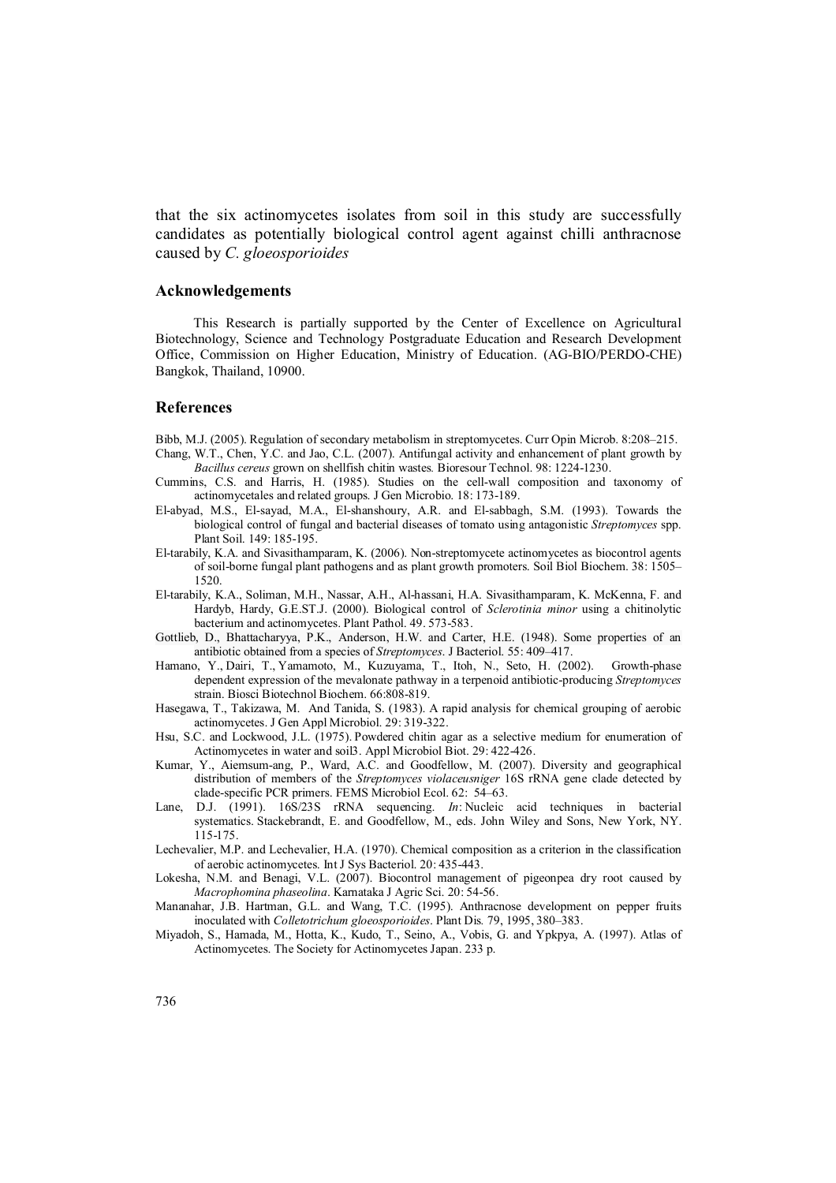that the six actinomycetes isolates from soil in this study are successfully candidates as potentially biological control agent against chilli anthracnose caused by *C. gloeosporioides*

## Acknowledgements

This Research is partially supported by the Center of Excellence on Agricultural Biotechnology, Science and Technology Postgraduate Education and Research Development Office, Commission on Higher Education, Ministry of Education. (AG-BIO/PERDO-CHE) Bangkok, Thailand, 10900.

## References

Bibb, M.J. (2005). Regulation of secondary metabolism in streptomycetes. Curr Opin Microb. 8:208–215.

Chang, W.T., Chen, Y.C. and Jao, C.L. (2007). Antifungal activity and enhancement of plant growth by *Bacillus cereus* grown on shellfish chitin wastes. Bioresour Technol. 98: 1224-1230.

Cummins, C.S. and Harris, H. (1985). Studies on the cell-wall composition and taxonomy of actinomycetales and related groups. J Gen Microbio. 18: 173-189.

El-abyad, M.S., El-sayad, M.A., El-shanshoury, A.R. and El-sabbagh, S.M. (1993). Towards the biological control of fungal and bacterial diseases of tomato using antagonistic *Streptomyces* spp. Plant Soil. 149: 185-195.

El-tarabily, K.A. and Sivasithamparam, K. (2006). Non-streptomycete actinomycetes as biocontrol agents of soil-borne fungal plant pathogens and as plant growth promoters. Soil Biol Biochem. 38: 1505–1520.

El-tarabily, K.A., Soliman, M.H., Nassar, A.H., Al-hassani, H.A. Sivasithamparam, K. McKenna, F. and Hardyb, Hardy, G.E.ST.J. (2000). Biological control of *Sclerotinia minor* using a chitinolytic bacterium and actinomycetes. Plant Pathol. 49. 573-583.

Gottlieb, D., Bhattacharyya, P.K., Anderson, H.W. and Carter, H.E. (1948). Some properties of an antibiotic obtained from a species of *Streptomyces*. J Bacteriol. 55: 409–417.

Hamano, Y., Dairi, T., Yamamoto, M., Kuzuyama, T., Itoh, N., Seto, H. (2002). Growth-phase dependent expression of the mevalonate pathway in a terpenoid antibiotic-producing *Streptomyces* strain. Biosci Biotechnol Biochem. 66:808-819.

Hasegawa, T., Takizawa, M. And Tanida, S. (1983). A rapid analysis for chemical grouping of aerobic actinomycetes. J Gen Appl Microbiol. 29: 319-322.

Hsu, S.C. and Lockwood, J.L. (1975). Powdered chitin agar as a selective medium for enumeration of Actinomycetes in water and soil3. Appl Microbiol Biot. 29: 422-426.

Kumar, Y., Aiemsum-ang, P., Ward, A.C. and Goodfellow, M. (2007). Diversity and geographical distribution of members of the *Streptomyces violaceusniger* 16S rRNA gene clade detected by clade-specific PCR primers. FEMS Microbiol Ecol. 62: 54–63.

Lane, D.J. (1991). 16S/23S rRNA sequencing. *In*: Nucleic acid techniques in bacterial systematics. Stackebrandt, E. and Goodfellow, M., eds. John Wiley and Sons, New York, NY. 115-175.

Lechevalier, M.P. and Lechevalier, H.A. (1970). Chemical composition as a criterion in the classification of aerobic actinomycetes. Int J Sys Bacteriol. 20: 435-443.

Lokesha, N.M. and Benagi, V.L. (2007). Biocontrol management of pigeonpea dry root caused by *Macrophomina phaseolina*. Karnataka J Agric Sci. 20: 54-56.

Mananahar, J.B. Hartman, G.L. and Wang, T.C. (1995). Anthracnose development on pepper fruits inoculated with *Colletotrichum gloeosporioides*. Plant Dis. 79, 1995, 380–383.

Miyadoh, S., Hamada, M., Hotta, K., Kudo, T., Seino, A., Vobis, G. and Ypkpya, A. (1997). Atlas of Actinomycetes. The Society for Actinomycetes Japan. 233 p.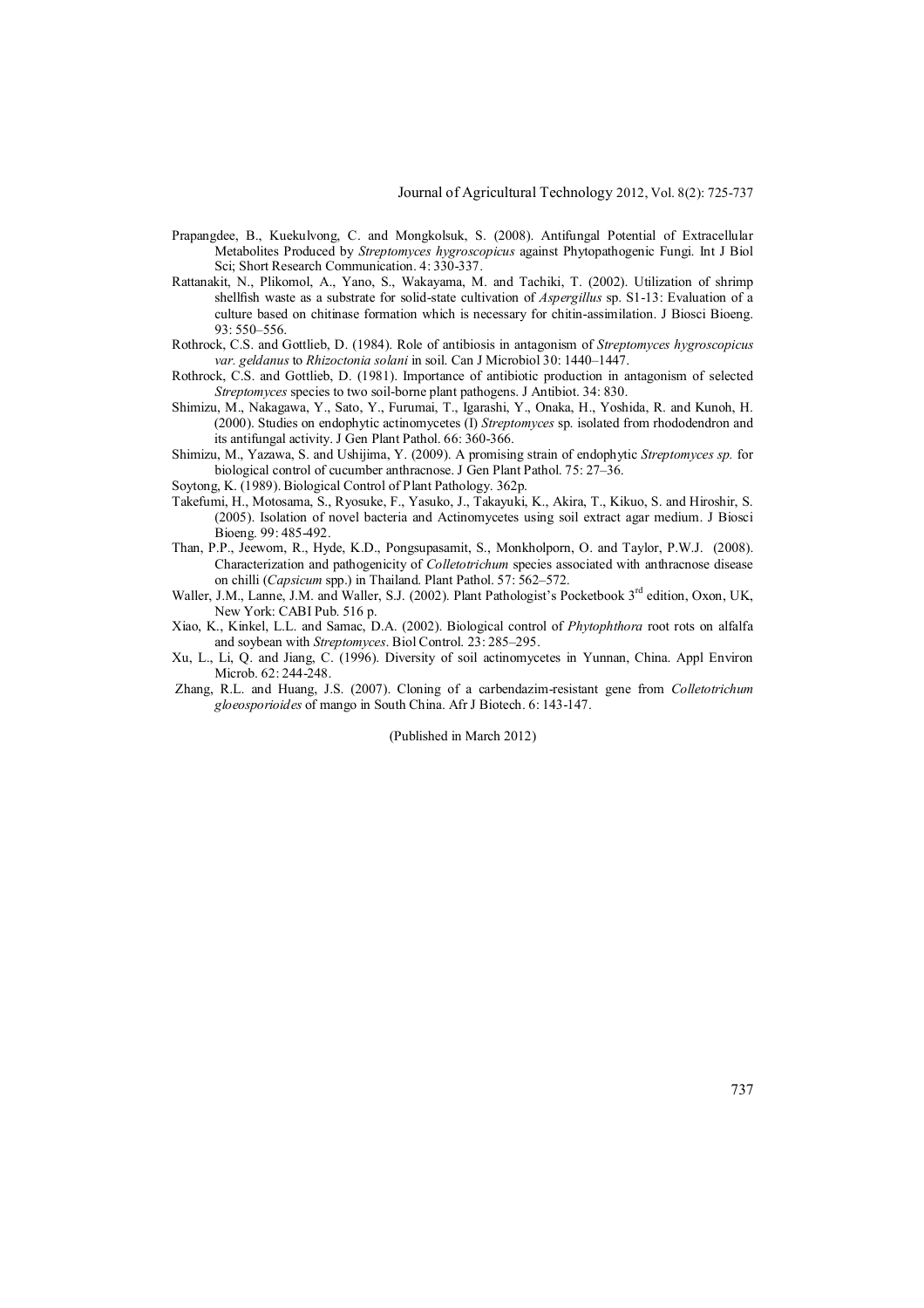Prapangdee, B., Kuekulvong, C. and Mongkolsuk, S. (2008). Antifungal Potential of Extracellular Metabolites Produced by *Streptomyces hygroscopicus* against Phytopathogenic Fungi. Int J Biol Sci; Short Research Communication. 4: 330-337.

Rattanakit, N., Plikomol, A., Yano, S., Wakayama, M. and Tachiki, T. (2002). Utilization of shrimp shellfish waste as a substrate for solid-state cultivation of *Aspergillus* sp. S1-13: Evaluation of a culture based on chitinase formation which is necessary for chitin-assimilation. J Biosci Bioeng. 93: 550–556.

Rothrock, C.S. and Gottlieb, D. (1984). Role of antibiosis in antagonism of *Streptomyces hygroscopicus var. geldanus* to *Rhizoctonia solani* in soil. Can J Microbiol 30: 1440–1447.

Rothrock, C.S. and Gottlieb, D. (1981). Importance of antibiotic production in antagonism of selected *Streptomyces* species to two soil-borne plant pathogens. J Antibiot. 34: 830.

Shimizu, M., Nakagawa, Y., Sato, Y., Furumai, T., Igarashi, Y., Onaka, H., Yoshida, R. and Kunoh, H. (2000). Studies on endophytic actinomycetes (I) *Streptomyces* sp. isolated from rhododendron and its antifungal activity. J Gen Plant Pathol. 66: 360-366.

Shimizu, M., Yazawa, S. and Ushijima, Y. (2009). A promising strain of endophytic *Streptomyces sp.* for biological control of cucumber anthracnose. J Gen Plant Pathol. 75: 27–36.

Soytong, K. (1989). Biological Control of Plant Pathology. 362p.

Takefumi, H., Motosama, S., Ryosuke, F., Yasuko, J., Takayuki, K., Akira, T., Kikuo, S. and Hiroshir, S. (2005). Isolation of novel bacteria and Actinomycetes using soil extract agar medium. J Biosci Bioeng. 99: 485-492.

Than, P.P., Jeewom, R., Hyde, K.D., Pongsupasamit, S., Monkholporn, O. and Taylor, P.W.J. (2008). Characterization and pathogenicity of *Colletotrichum* species associated with anthracnose disease on chilli (*Capsicum* spp.) in Thailand. Plant Pathol. 57: 562–572.

Waller, J.M., Lanne, J.M. and Waller, S.J. (2002). Plant Pathologist's Pocketbook 3rd edition, Oxon, UK, New York: CABI Pub. 516 p.

Xiao, K., Kinkel, L.L. and Samac, D.A. (2002). Biological control of *Phytophthora* root rots on alfalfa and soybean with *Streptomyces*. Biol Control. 23: 285–295.

Xu, L., Li, Q. and Jiang, C. (1996). Diversity of soil actinomycetes in Yunnan, China. Appl Environ Microb. 62: 244-248.

Zhang, R.L. and Huang, J.S. (2007). Cloning of a carbendazim-resistant gene from *Colletotrichum gloeosporioides* of mango in South China. Afr J Biotech. 6: 143-147.

(Published in March 2012)